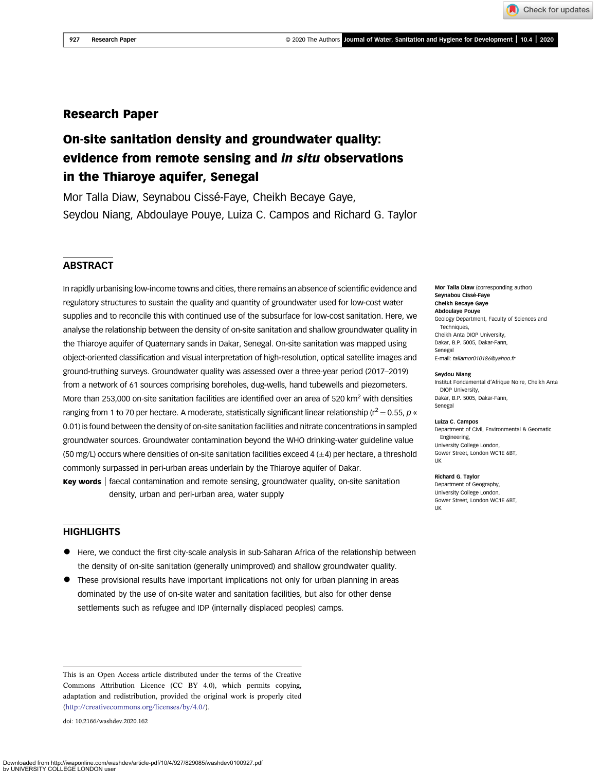## Research Paper

# On-site sanitation density and groundwater quality: evidence from remote sensing and *in situ* observations in the Thiaroye aquifer, Senegal

Mor Talla Diaw, Seynabou Cissé-Faye, Cheikh Becaye Gaye, Seydou Niang, Abdoulaye Pouye, Luiza C. Campos and Richard G. Taylor

## ABSTRACT

In rapidly urbanising low-income towns and cities, there remains an absence of scientific evidence and regulatory structures to sustain the quality and quantity of groundwater used for low-cost water supplies and to reconcile this with continued use of the subsurface for low-cost sanitation. Here, we analyse the relationship between the density of on-site sanitation and shallow groundwater quality in the Thiaroye aquifer of Quaternary sands in Dakar, Senegal. On-site sanitation was mapped using object-oriented classification and visual interpretation of high-resolution, optical satellite images and ground-truthing surveys. Groundwater quality was assessed over a three-year period (2017–2019) from a network of 61 sources comprising boreholes, dug-wells, hand tubewells and piezometers. More than 253,000 on-site sanitation facilities are identified over an area of 520 km$^2$ with densities ranging from 1 to 70 per hectare. A moderate, statistically significant linear relationship ($r^2 = 0.55$, $p \ll 0.01$) is found between the density of on-site sanitation facilities and nitrate concentrations in sampled groundwater sources. Groundwater contamination beyond the WHO drinking-water guideline value (50 mg/L) occurs where densities of on-site sanitation facilities exceed 4 ($\pm$4) per hectare, a threshold commonly surpassed in peri-urban areas underlain by the Thiaroye aquifer of Dakar.

**Key words** | faecal contamination and remote sensing, groundwater quality, on-site sanitation density, urban and peri-urban area, water supply

**Mor Talla Diaw** (corresponding author)
**Seynabou Cissé-Faye**
**Cheikh Becaye Gaye**
**Abdoulaye Pouye**
Geology Department, Faculty of Sciences and Techniques,
Cheikh Anta DIOP University,
Dakar, B.P. 5005, Dakar-Fann,
Senegal
E-mail: *tallamor010186@yahoo.fr*

**Seydou Niang**
Institut Fondamental d'Afrique Noire, Cheikh Anta DIOP University,
Dakar, B.P. 5005, Dakar-Fann,
Senegal

**Luiza C. Campos**
Department of Civil, Environmental & Geomatic Engineering,
University College London,
Gower Street, London WC1E 6BT,
UK

**Richard G. Taylor**
Department of Geography,
University College London,
Gower Street, London WC1E 6BT,
UK

## HIGHLIGHTS

- Here, we conduct the first city-scale analysis in sub-Saharan Africa of the relationship between the density of on-site sanitation (generally unimproved) and shallow groundwater quality.
- These provisional results have important implications not only for urban planning in areas dominated by the use of on-site water and sanitation facilities, but also for other dense settlements such as refugee and IDP (internally displaced peoples) camps.

This is an Open Access article distributed under the terms of the Creative Commons Attribution Licence (CC BY 4.0), which permits copying, adaptation and redistribution, provided the original work is properly cited (http://creativecommons.org/licenses/by/4.0/).

doi: 10.2166/washdev.2020.162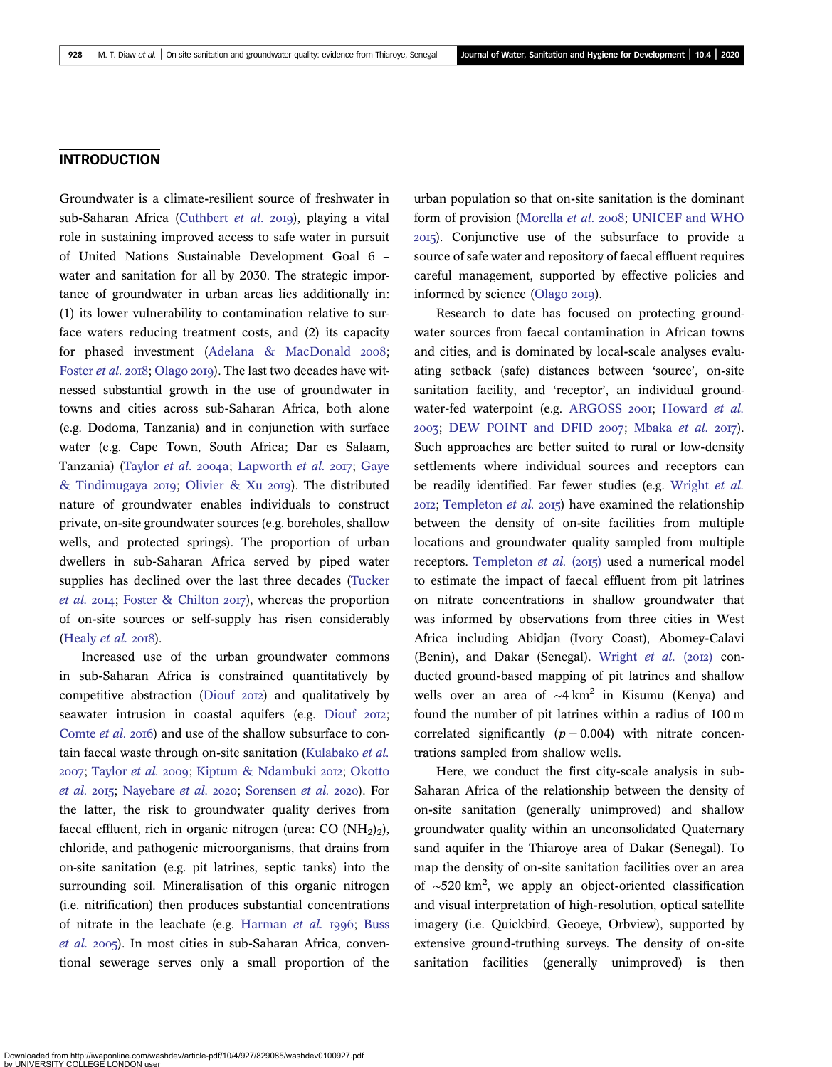## INTRODUCTION

Groundwater is a climate-resilient source of freshwater in sub-Saharan Africa (Cuthbert *et al.* 2019), playing a vital role in sustaining improved access to safe water in pursuit of United Nations Sustainable Development Goal 6 – water and sanitation for all by 2030. The strategic importance of groundwater in urban areas lies additionally in: (1) its lower vulnerability to contamination relative to surface waters reducing treatment costs, and (2) its capacity for phased investment (Adelana & MacDonald 2008; Foster *et al.* 2018; Olago 2019). The last two decades have witnessed substantial growth in the use of groundwater in towns and cities across sub-Saharan Africa, both alone (e.g. Dodoma, Tanzania) and in conjunction with surface water (e.g. Cape Town, South Africa; Dar es Salaam, Tanzania) (Taylor *et al.* 2004a; Lapworth *et al.* 2017; Gaye & Tindimugaya 2019; Olivier & Xu 2019). The distributed nature of groundwater enables individuals to construct private, on-site groundwater sources (e.g. boreholes, shallow wells, and protected springs). The proportion of urban dwellers in sub-Saharan Africa served by piped water supplies has declined over the last three decades (Tucker *et al.* 2014; Foster & Chilton 2017), whereas the proportion of on-site sources or self-supply has risen considerably (Healy *et al.* 2018).

Increased use of the urban groundwater commons in sub-Saharan Africa is constrained quantitatively by competitive abstraction (Diouf 2012) and qualitatively by seawater intrusion in coastal aquifers (e.g. Diouf 2012; Comte *et al.* 2016) and use of the shallow subsurface to contain faecal waste through on-site sanitation (Kulabako *et al.* 2007; Taylor *et al.* 2009; Kiptum & Ndambuki 2012; Okotto *et al.* 2015; Nayebare *et al.* 2020; Sorensen *et al.* 2020). For the latter, the risk to groundwater quality derives from faecal effluent, rich in organic nitrogen (urea: $CO(NH_2)_2$), chloride, and pathogenic microorganisms, that drains from on-site sanitation (e.g. pit latrines, septic tanks) into the surrounding soil. Mineralisation of this organic nitrogen (i.e. nitrification) then produces substantial concentrations of nitrate in the leachate (e.g. Harman *et al.* 1996; Buss *et al.* 2005). In most cities in sub-Saharan Africa, conventional sewerage serves only a small proportion of the urban population so that on-site sanitation is the dominant form of provision (Morella *et al.* 2008; UNICEF and WHO 2015). Conjunctive use of the subsurface to provide a source of safe water and repository of faecal effluent requires careful management, supported by effective policies and informed by science (Olago 2019).

Research to date has focused on protecting groundwater sources from faecal contamination in African towns and cities, and is dominated by local-scale analyses evaluating setback (safe) distances between 'source', on-site sanitation facility, and 'receptor', an individual groundwater-fed waterpoint (e.g. ARGOSS 2001; Howard *et al.* 2003; DEW POINT and DFID 2007; Mbaka *et al.* 2017). Such approaches are better suited to rural or low-density settlements where individual sources and receptors can be readily identified. Far fewer studies (e.g. Wright *et al.* 2012; Templeton *et al.* 2015) have examined the relationship between the density of on-site facilities from multiple locations and groundwater quality sampled from multiple receptors. Templeton *et al.* (2015) used a numerical model to estimate the impact of faecal effluent from pit latrines on nitrate concentrations in shallow groundwater that was informed by observations from three cities in West Africa including Abidjan (Ivory Coast), Abomey-Calavi (Benin), and Dakar (Senegal). Wright *et al.* (2012) conducted ground-based mapping of pit latrines and shallow wells over an area of ~4 km$^2$ in Kisumu (Kenya) and found the number of pit latrines within a radius of 100 m correlated significantly ($p = 0.004$) with nitrate concentrations sampled from shallow wells.

Here, we conduct the first city-scale analysis in sub-Saharan Africa of the relationship between the density of on-site sanitation (generally unimproved) and shallow groundwater quality within an unconsolidated Quaternary sand aquifer in the Thiaroye area of Dakar (Senegal). To map the density of on-site sanitation facilities over an area of ~520 km$^2$, we apply an object-oriented classification and visual interpretation of high-resolution, optical satellite imagery (i.e. Quickbird, Geoeye, Orbview), supported by extensive ground-truthing surveys. The density of on-site sanitation facilities (generally unimproved) is then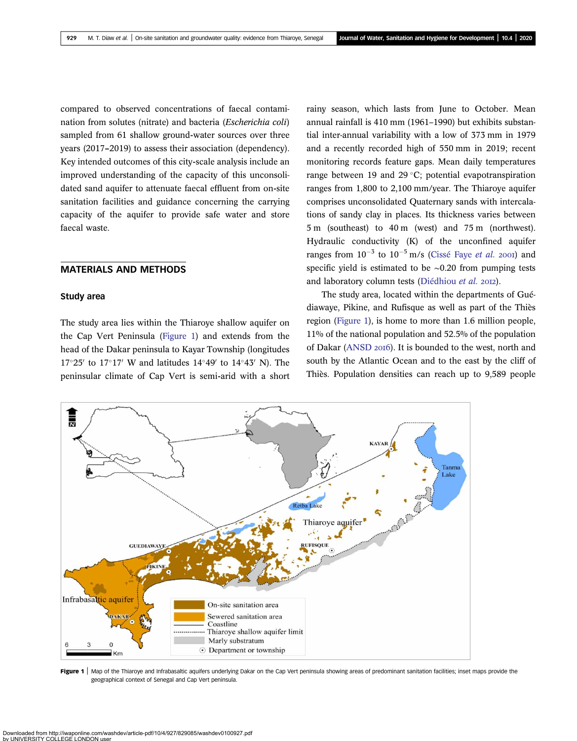compared to observed concentrations of faecal contamination from solutes (nitrate) and bacteria (*Escherichia coli*) sampled from 61 shallow ground-water sources over three years (2017–2019) to assess their association (dependency). Key intended outcomes of this city-scale analysis include an improved understanding of the capacity of this unconsolidated sand aquifer to attenuate faecal effluent from on-site sanitation facilities and guidance concerning the carrying capacity of the aquifer to provide safe water and store faecal waste.

## MATERIALS AND METHODS

### Study area

The study area lies within the Thiaroye shallow aquifer on the Cap Vert Peninsula (Figure 1) and extends from the head of the Dakar peninsula to Kayar Township (longitudes 17°25′ to 17°17′ W and latitudes 14°49′ to 14°43′ N). The peninsular climate of Cap Vert is semi-arid with a short rainy season, which lasts from June to October. Mean annual rainfall is 410 mm (1961–1990) but exhibits substantial inter-annual variability with a low of 373 mm in 1979 and a recently recorded high of 550 mm in 2019; recent monitoring records feature gaps. Mean daily temperatures range between 19 and 29 °C; potential evapotranspiration ranges from 1,800 to 2,100 mm/year. The Thiaroye aquifer comprises unconsolidated Quaternary sands with intercalations of sandy clay in places. Its thickness varies between 5 m (southeast) to 40 m (west) and 75 m (northwest). Hydraulic conductivity (K) of the unconfined aquifer ranges from $10^{-3}$ to $10^{-5}$ m/s (Cissé Faye *et al.* 2001) and specific yield is estimated to be ~0.20 from pumping tests and laboratory column tests (Diédhiou *et al.* 2012).

The study area, located within the departments of Guédiawaye, Pikine, and Rufisque as well as part of the Thiès region (Figure 1), is home to more than 1.6 million people, 11% of the national population and 52.5% of the population of Dakar (ANSD 2016). It is bounded to the west, north and south by the Atlantic Ocean and to the east by the cliff of Thiès. Population densities can reach up to 9,589 people

Figure 1 | Map of the Thiaroye and Infrabasaltic aquifers underlying Dakar on the Cap Vert peninsula showing areas of predominant sanitation facilities; inset maps provide the geographical context of Senegal and Cap Vert peninsula.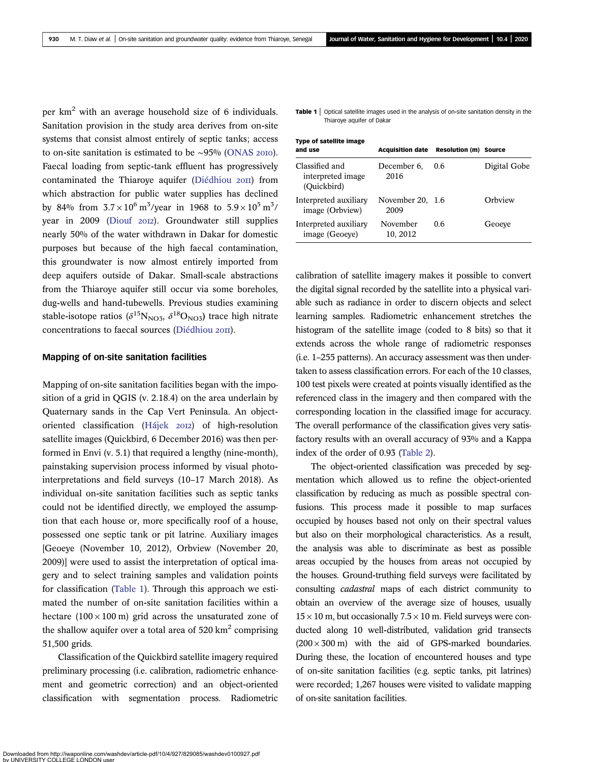per km$^2$ with an average household size of 6 individuals. Sanitation provision in the study area derives from on-site systems that consist almost entirely of septic tanks; access to on-site sanitation is estimated to be ~95% (ONAS 2010). Faecal loading from septic-tank effluent has progressively contaminated the Thiaroye aquifer (Diédhiou 2011) from which abstraction for public water supplies has declined by 84% from $3.7 \times 10^6$ m$^3$/year in 1968 to $5.9 \times 10^5$ m$^3$/year in 2009 (Diouf 2012). Groundwater still supplies nearly 50% of the water withdrawn in Dakar for domestic purposes but because of the high faecal contamination, this groundwater is now almost entirely imported from deep aquifers outside of Dakar. Small-scale abstractions from the Thiaroye aquifer still occur via some boreholes, dug-wells and hand-tubewells. Previous studies examining stable-isotope ratios ($\delta^{15}N_{NO3}$, $\delta^{18}O_{NO3}$) trace high nitrate concentrations to faecal sources (Diédhiou 2011).

## Mapping of on-site sanitation facilities

Mapping of on-site sanitation facilities began with the imposition of a grid in QGIS (v. 2.18.4) on the area underlain by Quaternary sands in the Cap Vert Peninsula. An object-oriented classification (Hájek 2012) of high-resolution satellite images (Quickbird, 6 December 2016) was then performed in Envi (v. 5.1) that required a lengthy (nine-month), painstaking supervision process informed by visual photo-interpretations and field surveys (10–17 March 2018). As individual on-site sanitation facilities such as septic tanks could not be identified directly, we employed the assumption that each house or, more specifically roof of a house, possessed one septic tank or pit latrine. Auxiliary images [Geoeye (November 10, 2012), Orbview (November 20, 2009)] were used to assist the interpretation of optical imagery and to select training samples and validation points for classification (Table 1). Through this approach we estimated the number of on-site sanitation facilities within a hectare ($100 \times 100$ m) grid across the unsaturated zone of the shallow aquifer over a total area of 520 km$^2$ comprising 51,500 grids.

Classification of the Quickbird satellite imagery required preliminary processing (i.e. calibration, radiometric enhancement and geometric correction) and an object-oriented classification with segmentation process. Radiometric calibration of satellite imagery makes it possible to convert the digital signal recorded by the satellite into a physical variable such as radiance in order to discern objects and select learning samples. Radiometric enhancement stretches the histogram of the satellite image (coded to 8 bits) so that it extends across the whole range of radiometric responses (i.e. 1–255 patterns). An accuracy assessment was then undertaken to assess classification errors. For each of the 10 classes, 100 test pixels were created at points visually identified as the referenced class in the imagery and then compared with the corresponding location in the classified image for accuracy. The overall performance of the classification gives very satisfactory results with an overall accuracy of 93% and a Kappa index of the order of 0.93 (Table 2).

**Table 1** | Optical satellite images used in the analysis of on-site sanitation density in the Thiaroye aquifer of Dakar

| Type of satellite image and use | Acquisition date | Resolution (m) | Source |
|---|---|---|---|
| Classified and interpreted image (Quickbird) | December 6, 2016 | 0.6 | Digital Gobe |
| Interpreted auxiliary image (Orbview) | November 20, 2009 | 1.6 | Orbview |
| Interpreted auxiliary image (Geoeye) | November 10, 2012 | 0.6 | Geoeye |

The object-oriented classification was preceded by segmentation which allowed us to refine the object-oriented classification by reducing as much as possible spectral confusions. This process made it possible to map surfaces occupied by houses based not only on their spectral values but also on their morphological characteristics. As a result, the analysis was able to discriminate as best as possible areas occupied by the houses from areas not occupied by the houses. Ground-truthing field surveys were facilitated by consulting *cadastral* maps of each district community to obtain an overview of the average size of houses, usually $15 \times 10$ m, but occasionally $7.5 \times 10$ m. Field surveys were conducted along 10 well-distributed, validation grid transects ($200 \times 300$ m) with the aid of GPS-marked boundaries. During these, the location of encountered houses and type of on-site sanitation facilities (e.g. septic tanks, pit latrines) were recorded; 1,267 houses were visited to validate mapping of on-site sanitation facilities.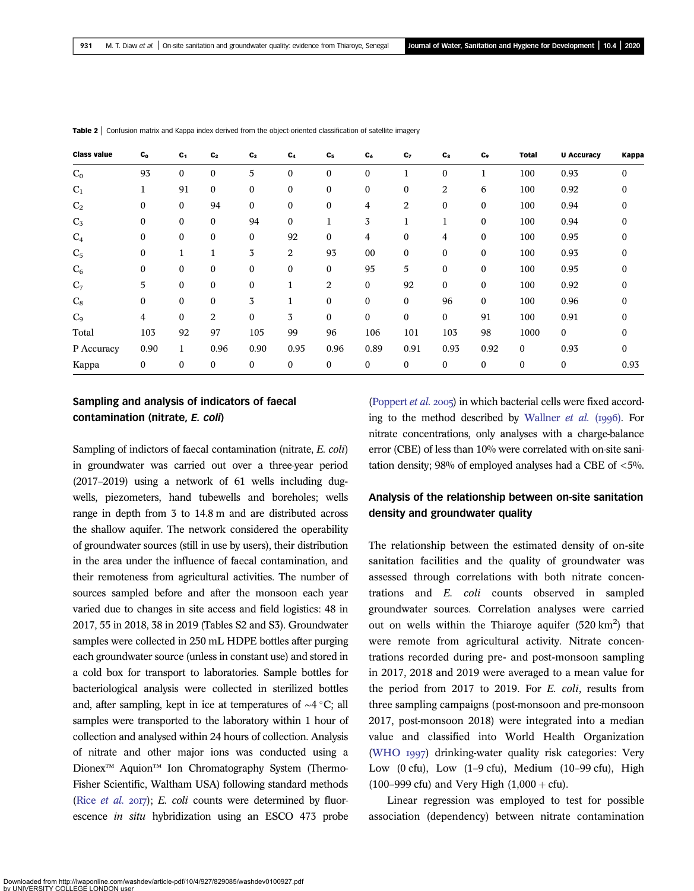**Table 2** | Confusion matrix and Kappa index derived from the object-oriented classification of satellite imagery

| Class value | $C_0$ | $C_1$ | $C_2$ | $C_3$ | $C_4$ | $C_5$ | $C_6$ | $C_7$ | $C_8$ | $C_9$ | Total | U Accuracy | Kappa |
|---|---|---|---|---|---|---|---|---|---|---|---|---|---|
| $C_0$ | 93 | 0 | 0 | 5 | 0 | 0 | 0 | 1 | 0 | 1 | 100 | 0.93 | 0 |
| $C_1$ | 1 | 91 | 0 | 0 | 0 | 0 | 0 | 0 | 2 | 6 | 100 | 0.92 | 0 |
| $C_2$ | 0 | 0 | 94 | 0 | 0 | 0 | 4 | 2 | 0 | 0 | 100 | 0.94 | 0 |
| $C_3$ | 0 | 0 | 0 | 94 | 0 | 1 | 3 | 1 | 1 | 0 | 100 | 0.94 | 0 |
| $C_4$ | 0 | 0 | 0 | 0 | 92 | 0 | 4 | 0 | 4 | 0 | 100 | 0.95 | 0 |
| $C_5$ | 0 | 1 | 1 | 3 | 2 | 93 | 00 | 0 | 0 | 0 | 100 | 0.93 | 0 |
| $C_6$ | 0 | 0 | 0 | 0 | 0 | 0 | 95 | 5 | 0 | 0 | 100 | 0.95 | 0 |
| $C_7$ | 5 | 0 | 0 | 0 | 1 | 2 | 0 | 92 | 0 | 0 | 100 | 0.92 | 0 |
| $C_8$ | 0 | 0 | 0 | 3 | 1 | 0 | 0 | 0 | 96 | 0 | 100 | 0.96 | 0 |
| $C_9$ | 4 | 0 | 2 | 0 | 3 | 0 | 0 | 0 | 0 | 91 | 100 | 0.91 | 0 |
| Total | 103 | 92 | 97 | 105 | 99 | 96 | 106 | 101 | 103 | 98 | 1000 | 0 | 0 |
| P Accuracy | 0.90 | 1 | 0.96 | 0.90 | 0.95 | 0.96 | 0.89 | 0.91 | 0.93 | 0.92 | 0 | 0.93 | 0 |
| Kappa | 0 | 0 | 0 | 0 | 0 | 0 | 0 | 0 | 0 | 0 | 0 | 0 | 0.93 |

## Sampling and analysis of indicators of faecal contamination (nitrate, *E. coli*)

Sampling of indictors of faecal contamination (nitrate, *E. coli*) in groundwater was carried out over a three-year period (2017–2019) using a network of 61 wells including dug-wells, piezometers, hand tubewells and boreholes; wells range in depth from 3 to 14.8 m and are distributed across the shallow aquifer. The network considered the operability of groundwater sources (still in use by users), their distribution in the area under the influence of faecal contamination, and their remoteness from agricultural activities. The number of sources sampled before and after the monsoon each year varied due to changes in site access and field logistics: 48 in 2017, 55 in 2018, 38 in 2019 (Tables S2 and S3). Groundwater samples were collected in 250 mL HDPE bottles after purging each groundwater source (unless in constant use) and stored in a cold box for transport to laboratories. Sample bottles for bacteriological analysis were collected in sterilized bottles and, after sampling, kept in ice at temperatures of ~4 °C; all samples were transported to the laboratory within 1 hour of collection and analysed within 24 hours of collection. Analysis of nitrate and other major ions was conducted using a Dionex™ Aquion™ Ion Chromatography System (Thermo-Fisher Scientific, Waltham USA) following standard methods (Rice *et al.* 2017); *E. coli* counts were determined by fluorescence *in situ* hybridization using an ESCO 473 probe (Poppert *et al.* 2005) in which bacterial cells were fixed according to the method described by Wallner *et al.* (1996). For nitrate concentrations, only analyses with a charge-balance error (CBE) of less than 10% were correlated with on-site sanitation density; 98% of employed analyses had a CBE of <5%.

## Analysis of the relationship between on-site sanitation density and groundwater quality

The relationship between the estimated density of on-site sanitation facilities and the quality of groundwater was assessed through correlations with both nitrate concentrations and *E. coli* counts observed in sampled groundwater sources. Correlation analyses were carried out on wells within the Thiaroye aquifer (520 $km^2$) that were remote from agricultural activity. Nitrate concentrations recorded during pre- and post-monsoon sampling in 2017, 2018 and 2019 were averaged to a mean value for the period from 2017 to 2019. For *E. coli*, results from three sampling campaigns (post-monsoon and pre-monsoon 2017, post-monsoon 2018) were integrated into a median value and classified into World Health Organization (WHO 1997) drinking-water quality risk categories: Very Low (0 cfu), Low (1–9 cfu), Medium (10–99 cfu), High (100–999 cfu) and Very High (1,000 + cfu).

Linear regression was employed to test for possible association (dependency) between nitrate contamination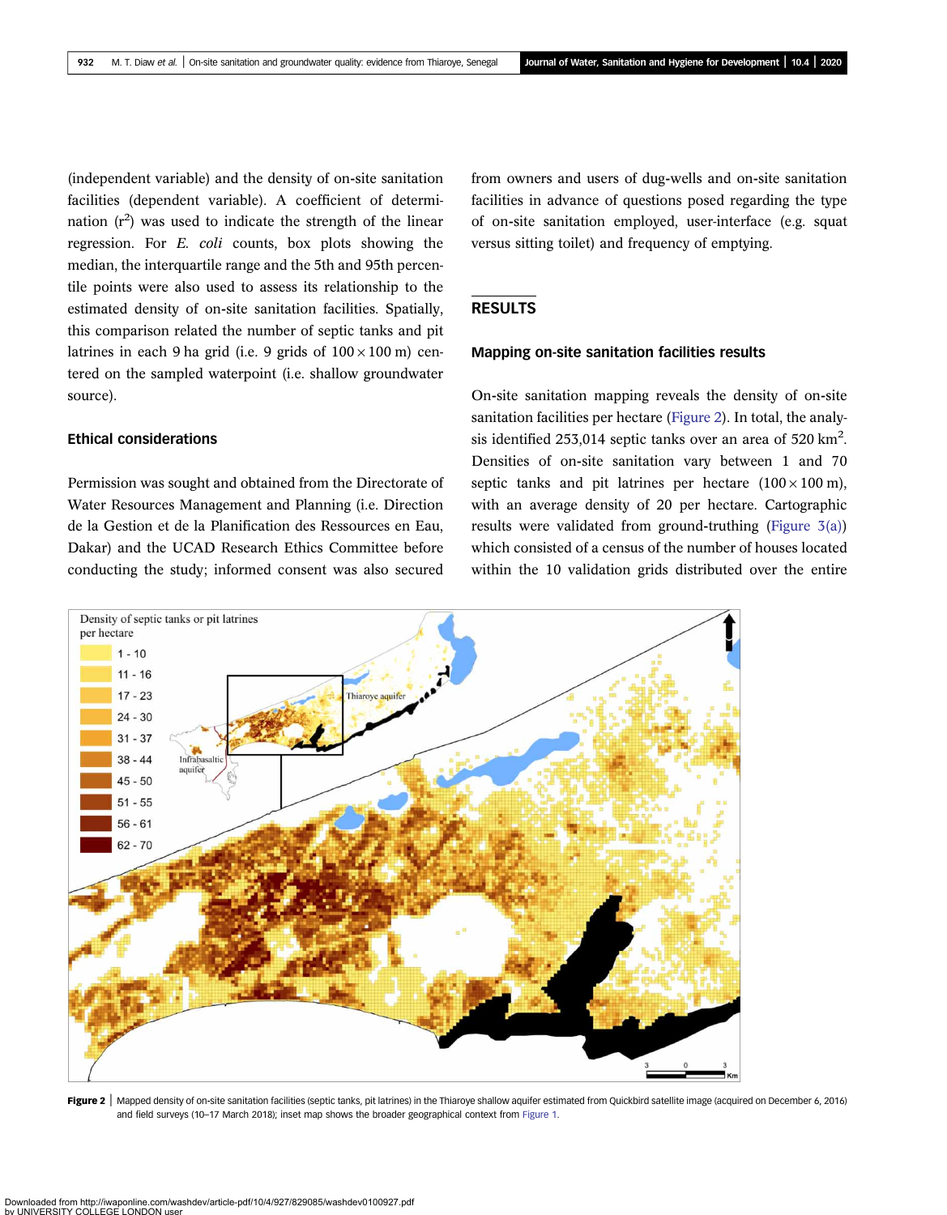(independent variable) and the density of on-site sanitation facilities (dependent variable). A coefficient of determination ($r^2$) was used to indicate the strength of the linear regression. For *E. coli* counts, box plots showing the median, the interquartile range and the 5th and 95th percentile points were also used to assess its relationship to the estimated density of on-site sanitation facilities. Spatially, this comparison related the number of septic tanks and pit latrines in each 9 ha grid (i.e. 9 grids of $100 \times 100$ m) centered on the sampled waterpoint (i.e. shallow groundwater source).

### Ethical considerations

Permission was sought and obtained from the Directorate of Water Resources Management and Planning (i.e. Direction de la Gestion et de la Planification des Ressources en Eau, Dakar) and the UCAD Research Ethics Committee before conducting the study; informed consent was also secured from owners and users of dug-wells and on-site sanitation facilities in advance of questions posed regarding the type of on-site sanitation employed, user-interface (e.g. squat versus sitting toilet) and frequency of emptying.

## RESULTS

### Mapping on-site sanitation facilities results

On-site sanitation mapping reveals the density of on-site sanitation facilities per hectare (Figure 2). In total, the analysis identified 253,014 septic tanks over an area of 520 km$^2$. Densities of on-site sanitation vary between 1 and 70 septic tanks and pit latrines per hectare ($100 \times 100$ m), with an average density of 20 per hectare. Cartographic results were validated from ground-truthing (Figure 3(a)) which consisted of a census of the number of houses located within the 10 validation grids distributed over the entire

**Figure 2** | Mapped density of on-site sanitation facilities (septic tanks, pit latrines) in the Thiaroye shallow aquifer estimated from Quickbird satellite image (acquired on December 6, 2016) and field surveys (10–17 March 2018); inset map shows the broader geographical context from Figure 1.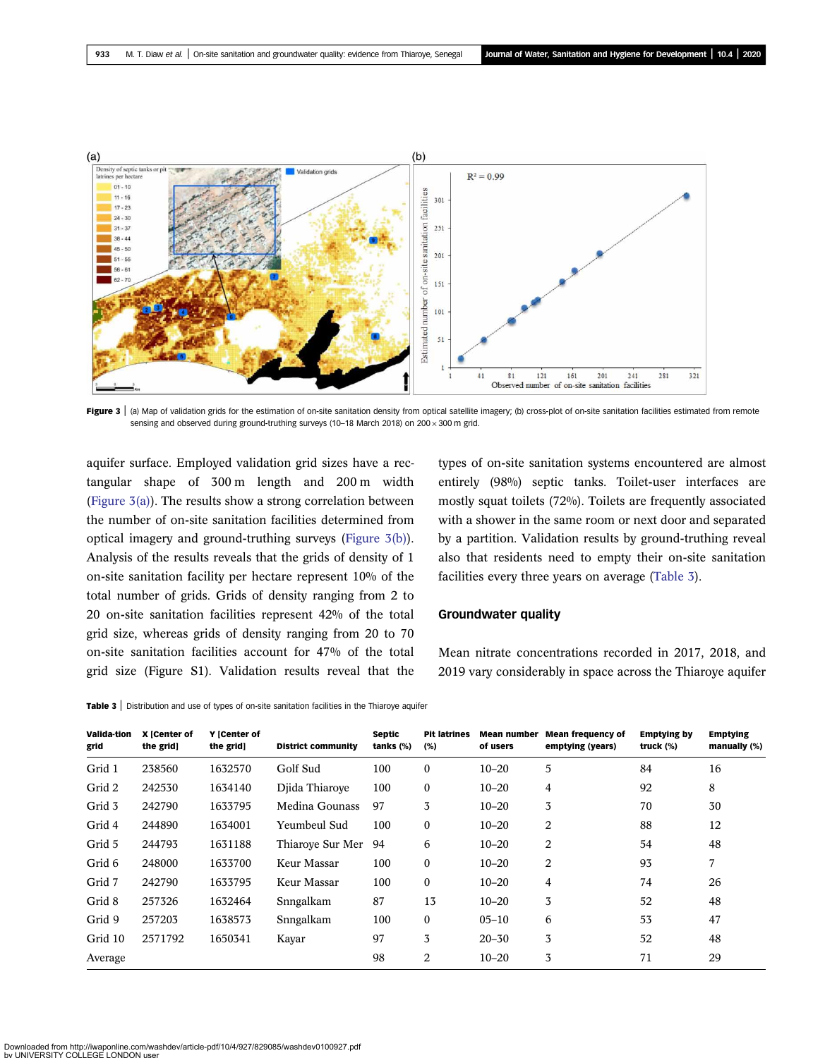**Figure 3** | (a) Map of validation grids for the estimation of on-site sanitation density from optical satellite imagery; (b) cross-plot of on-site sanitation facilities estimated from remote sensing and observed during ground-truthing surveys (10–18 March 2018) on 200 × 300 m grid.

aquifer surface. Employed validation grid sizes have a rectangular shape of 300 m length and 200 m width (Figure 3(a)). The results show a strong correlation between the number of on-site sanitation facilities determined from optical imagery and ground-truthing surveys (Figure 3(b)). Analysis of the results reveals that the grids of density of 1 on-site sanitation facility per hectare represent 10% of the total number of grids. Grids of density ranging from 2 to 20 on-site sanitation facilities represent 42% of the total grid size, whereas grids of density ranging from 20 to 70 on-site sanitation facilities account for 47% of the total grid size (Figure S1). Validation results reveal that the types of on-site sanitation systems encountered are almost entirely (98%) septic tanks. Toilet-user interfaces are mostly squat toilets (72%). Toilets are frequently associated with a shower in the same room or next door and separated by a partition. Validation results by ground-truthing reveal also that residents need to empty their on-site sanitation facilities every three years on average (Table 3).

## Groundwater quality

Mean nitrate concentrations recorded in 2017, 2018, and 2019 vary considerably in space across the Thiaroye aquifer

**Table 3** | Distribution and use of types of on-site sanitation facilities in the Thiaroye aquifer

| Valida-tion grid | X [Center of the grid] | Y [Center of the grid] | District community | Septic tanks (%) | Pit latrines (%) | Mean number of users | Mean frequency of emptying (years) | Emptying by truck (%) | Emptying manually (%) |
|---|---|---|---|---|---|---|---|---|---|
| Grid 1 | 238560 | 1632570 | Golf Sud | 100 | 0 | 10–20 | 5 | 84 | 16 |
| Grid 2 | 242530 | 1634140 | Djida Thiaroye | 100 | 0 | 10–20 | 4 | 92 | 8 |
| Grid 3 | 242790 | 1633795 | Medina Gounass | 97 | 3 | 10–20 | 3 | 70 | 30 |
| Grid 4 | 244890 | 1634001 | Yeumbeul Sud | 100 | 0 | 10–20 | 2 | 88 | 12 |
| Grid 5 | 244793 | 1631188 | Thiaroye Sur Mer | 94 | 6 | 10–20 | 2 | 54 | 48 |
| Grid 6 | 248000 | 1633700 | Keur Massar | 100 | 0 | 10–20 | 2 | 93 | 7 |
| Grid 7 | 242790 | 1633795 | Keur Massar | 100 | 0 | 10–20 | 4 | 74 | 26 |
| Grid 8 | 257326 | 1632464 | Snngalkam | 87 | 13 | 10–20 | 3 | 52 | 48 |
| Grid 9 | 257203 | 1638573 | Snngalkam | 100 | 0 | 05–10 | 6 | 53 | 47 |
| Grid 10 | 2571792 | 1650341 | Kayar | 97 | 3 | 20–30 | 3 | 52 | 48 |
| Average | | | | 98 | 2 | 10–20 | 3 | 71 | 29 |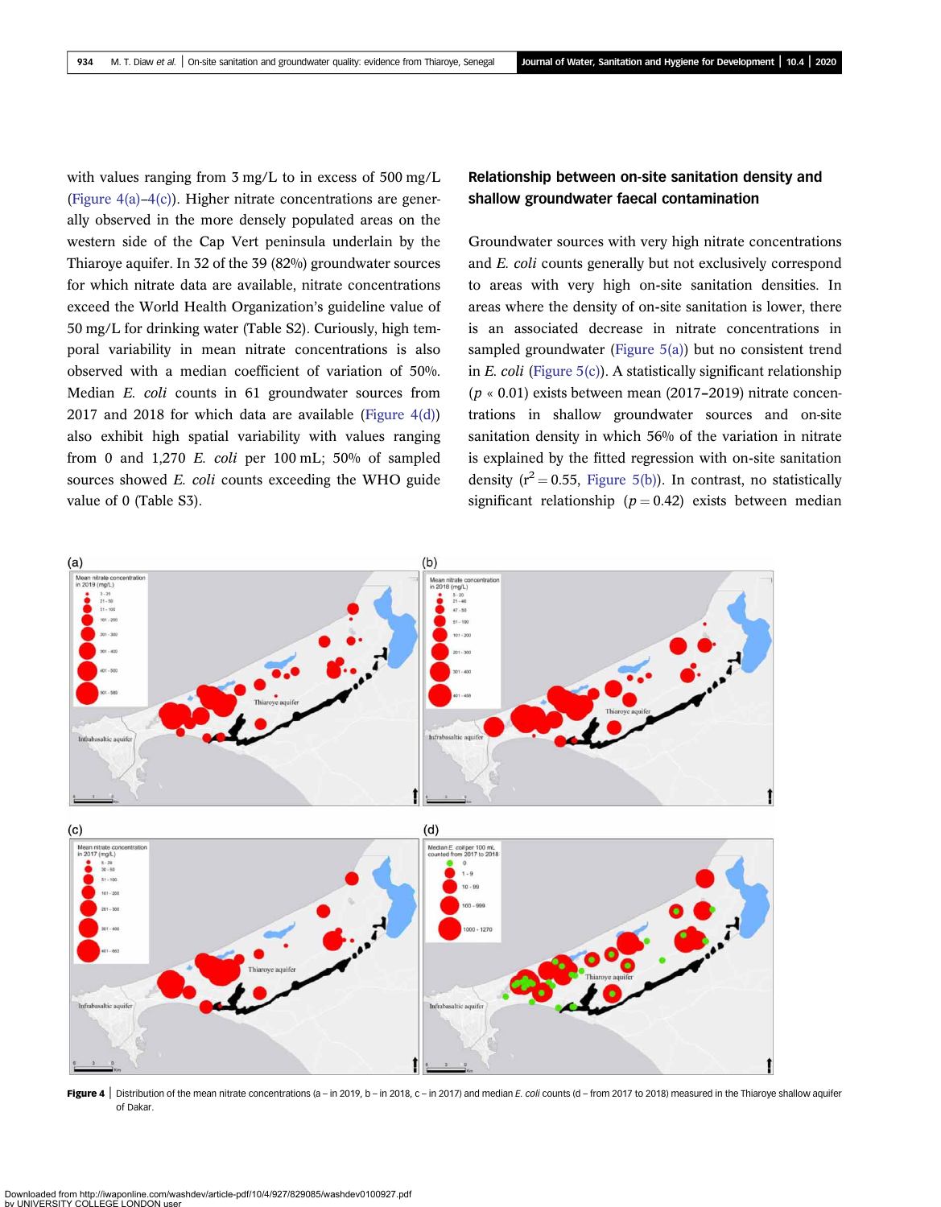with values ranging from 3 mg/L to in excess of 500 mg/L (Figure 4(a)–4(c)). Higher nitrate concentrations are generally observed in the more densely populated areas on the western side of the Cap Vert peninsula underlain by the Thiaroye aquifer. In 32 of the 39 (82%) groundwater sources for which nitrate data are available, nitrate concentrations exceed the World Health Organization's guideline value of 50 mg/L for drinking water (Table S2). Curiously, high temporal variability in mean nitrate concentrations is also observed with a median coefficient of variation of 50%. Median *E. coli* counts in 61 groundwater sources from 2017 and 2018 for which data are available (Figure 4(d)) also exhibit high spatial variability with values ranging from 0 and 1,270 *E. coli* per 100 mL; 50% of sampled sources showed *E. coli* counts exceeding the WHO guide value of 0 (Table S3).

## Relationship between on-site sanitation density and shallow groundwater faecal contamination

Groundwater sources with very high nitrate concentrations and *E. coli* counts generally but not exclusively correspond to areas with very high on-site sanitation densities. In areas where the density of on-site sanitation is lower, there is an associated decrease in nitrate concentrations in sampled groundwater (Figure 5(a)) but no consistent trend in *E. coli* (Figure 5(c)). A statistically significant relationship ($p \ll 0.01$) exists between mean (2017–2019) nitrate concentrations in shallow groundwater sources and on-site sanitation density in which 56% of the variation in nitrate is explained by the fitted regression with on-site sanitation density ($r^2 = 0.55$, Figure 5(b)). In contrast, no statistically significant relationship ($p = 0.42$) exists between median

Figure 4 | Distribution of the mean nitrate concentrations (a – in 2019, b – in 2018, c – in 2017) and median *E. coli* counts (d – from 2017 to 2018) measured in the Thiaroye shallow aquifer of Dakar.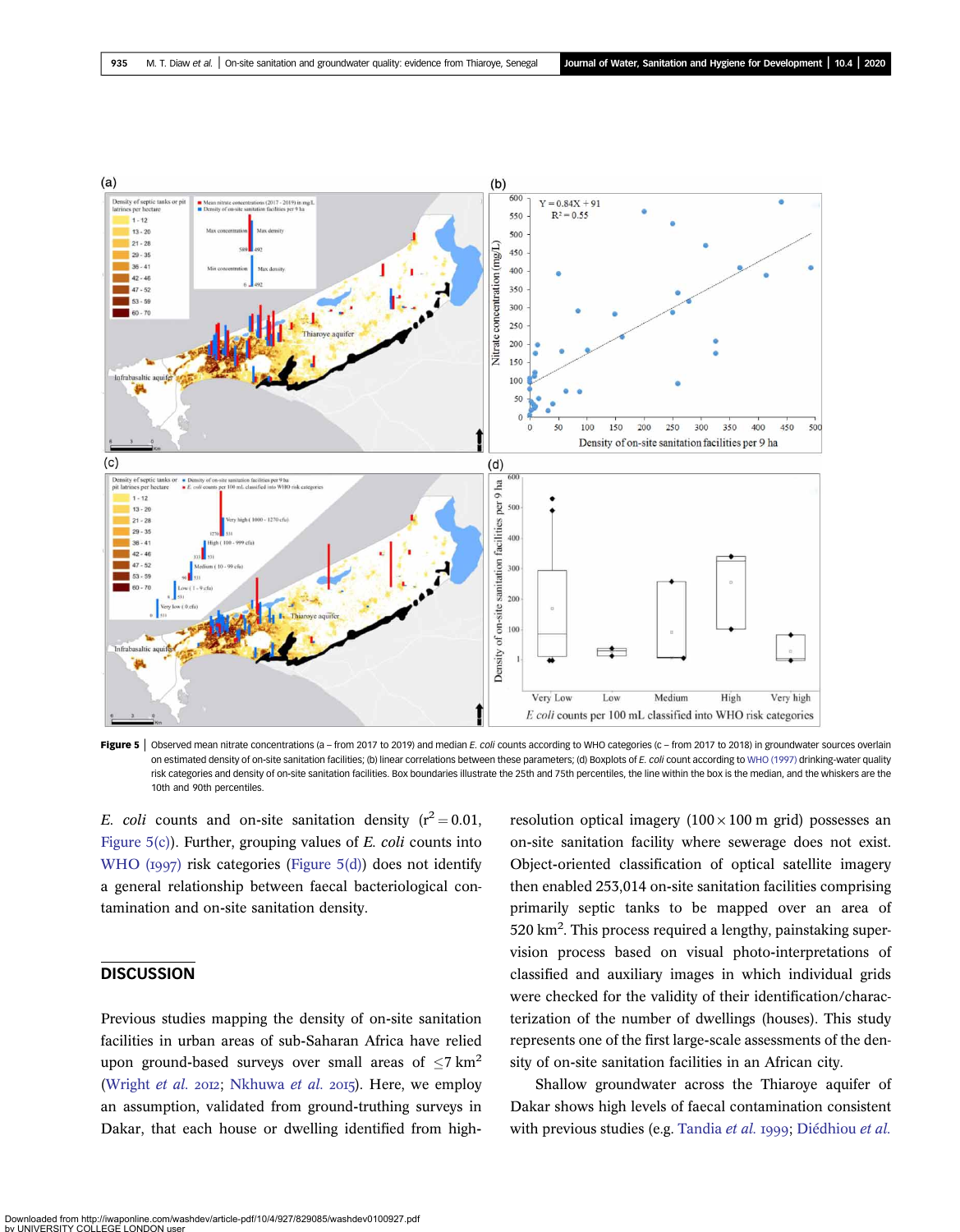**Figure 5** | Observed mean nitrate concentrations (a – from 2017 to 2019) and median *E. coli* counts according to WHO categories (c – from 2017 to 2018) in groundwater sources overlain on estimated density of on-site sanitation facilities; (b) linear correlations between these parameters; (d) Boxplots of *E. coli* count according to WHO (1997) drinking-water quality risk categories and density of on-site sanitation facilities. Box boundaries illustrate the 25th and 75th percentiles, the line within the box is the median, and the whiskers are the 10th and 90th percentiles.

*E. coli* counts and on-site sanitation density ($r^2 = 0.01$, Figure 5(c)). Further, grouping values of *E. coli* counts into WHO (1997) risk categories (Figure 5(d)) does not identify a general relationship between faecal bacteriological contamination and on-site sanitation density.

## DISCUSSION

Previous studies mapping the density of on-site sanitation facilities in urban areas of sub-Saharan Africa have relied upon ground-based surveys over small areas of $\leq 7$ km$^2$ (Wright *et al.* 2012; Nkhuwa *et al.* 2015). Here, we employ an assumption, validated from ground-truthing surveys in Dakar, that each house or dwelling identified from high-resolution optical imagery ($100 \times 100$ m grid) possesses an on-site sanitation facility where sewerage does not exist. Object-oriented classification of optical satellite imagery then enabled 253,014 on-site sanitation facilities comprising primarily septic tanks to be mapped over an area of 520 km$^2$. This process required a lengthy, painstaking supervision process based on visual photo-interpretations of classified and auxiliary images in which individual grids were checked for the validity of their identification/characterization of the number of dwellings (houses). This study represents one of the first large-scale assessments of the density of on-site sanitation facilities in an African city.

Shallow groundwater across the Thiaroye aquifer of Dakar shows high levels of faecal contamination consistent with previous studies (e.g. Tandia *et al.* 1999; Diédhiou *et al.*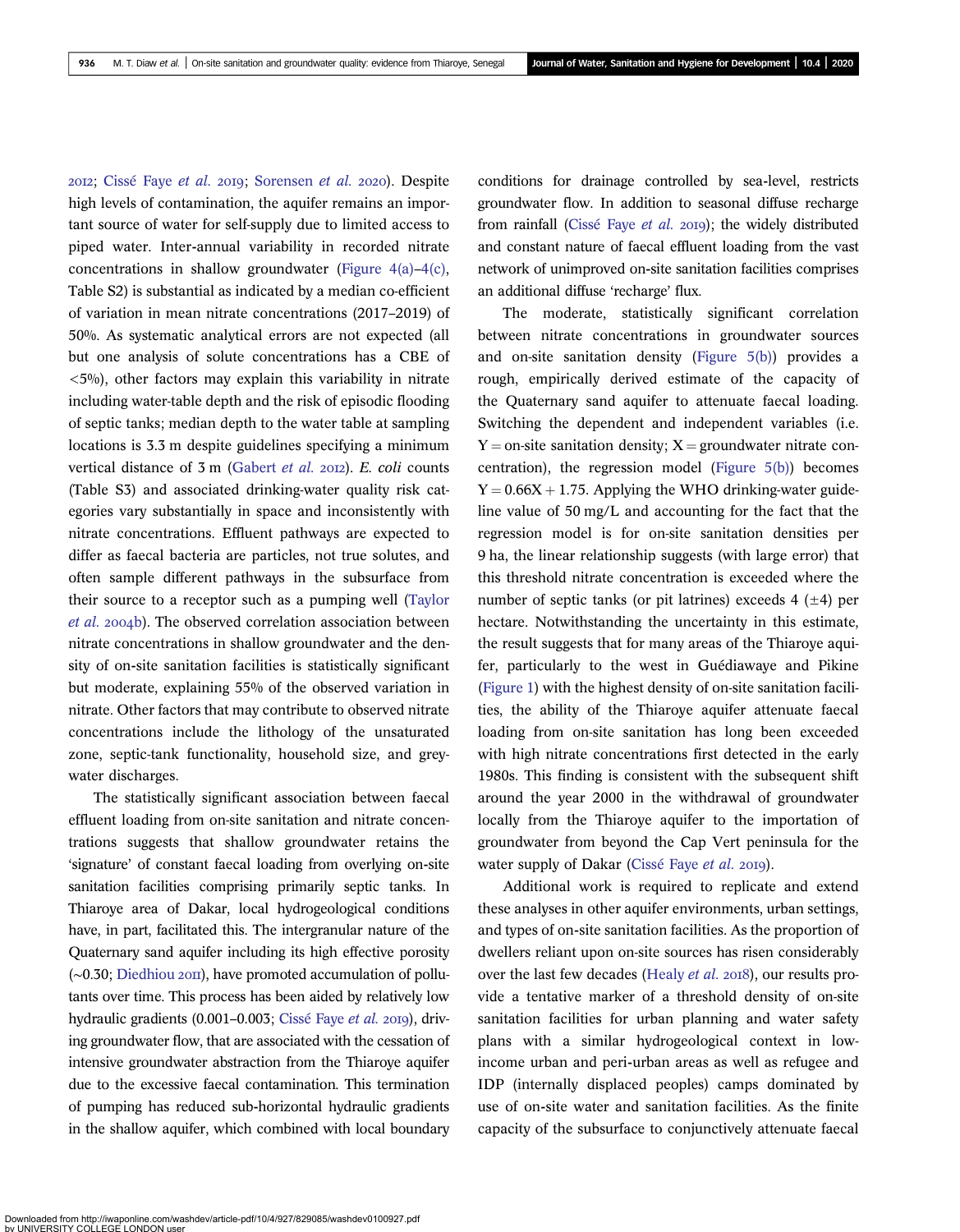2012; Cissé Faye *et al.* 2019; Sorensen *et al.* 2020). Despite high levels of contamination, the aquifer remains an important source of water for self-supply due to limited access to piped water. Inter-annual variability in recorded nitrate concentrations in shallow groundwater (Figure 4(a)–4(c), Table S2) is substantial as indicated by a median co-efficient of variation in mean nitrate concentrations (2017–2019) of 50%. As systematic analytical errors are not expected (all but one analysis of solute concentrations has a CBE of <5%), other factors may explain this variability in nitrate including water-table depth and the risk of episodic flooding of septic tanks; median depth to the water table at sampling locations is 3.3 m despite guidelines specifying a minimum vertical distance of 3 m (Gabert *et al.* 2012). *E. coli* counts (Table S3) and associated drinking-water quality risk categories vary substantially in space and inconsistently with nitrate concentrations. Effluent pathways are expected to differ as faecal bacteria are particles, not true solutes, and often sample different pathways in the subsurface from their source to a receptor such as a pumping well (Taylor *et al.* 2004b). The observed correlation association between nitrate concentrations in shallow groundwater and the density of on-site sanitation facilities is statistically significant but moderate, explaining 55% of the observed variation in nitrate. Other factors that may contribute to observed nitrate concentrations include the lithology of the unsaturated zone, septic-tank functionality, household size, and grey-water discharges.

The statistically significant association between faecal effluent loading from on-site sanitation and nitrate concentrations suggests that shallow groundwater retains the 'signature' of constant faecal loading from overlying on-site sanitation facilities comprising primarily septic tanks. In Thiaroye area of Dakar, local hydrogeological conditions have, in part, facilitated this. The intergranular nature of the Quaternary sand aquifer including its high effective porosity (~0.30; Diedhiou 2011), have promoted accumulation of pollutants over time. This process has been aided by relatively low hydraulic gradients (0.001–0.003; Cissé Faye *et al.* 2019), driving groundwater flow, that are associated with the cessation of intensive groundwater abstraction from the Thiaroye aquifer due to the excessive faecal contamination. This termination of pumping has reduced sub-horizontal hydraulic gradients in the shallow aquifer, which combined with local boundary conditions for drainage controlled by sea-level, restricts groundwater flow. In addition to seasonal diffuse recharge from rainfall (Cissé Faye *et al.* 2019); the widely distributed and constant nature of faecal effluent loading from the vast network of unimproved on-site sanitation facilities comprises an additional diffuse 'recharge' flux.

The moderate, statistically significant correlation between nitrate concentrations in groundwater sources and on-site sanitation density (Figure 5(b)) provides a rough, empirically derived estimate of the capacity of the Quaternary sand aquifer to attenuate faecal loading. Switching the dependent and independent variables (i.e. Y = on-site sanitation density; X = groundwater nitrate concentration), the regression model (Figure 5(b)) becomes $Y = 0.66X + 1.75$. Applying the WHO drinking-water guideline value of 50 mg/L and accounting for the fact that the regression model is for on-site sanitation densities per 9 ha, the linear relationship suggests (with large error) that this threshold nitrate concentration is exceeded where the number of septic tanks (or pit latrines) exceeds 4 (±4) per hectare. Notwithstanding the uncertainty in this estimate, the result suggests that for many areas of the Thiaroye aquifer, particularly to the west in Guédiawaye and Pikine (Figure 1) with the highest density of on-site sanitation facilities, the ability of the Thiaroye aquifer attenuate faecal loading from on-site sanitation has long been exceeded with high nitrate concentrations first detected in the early 1980s. This finding is consistent with the subsequent shift around the year 2000 in the withdrawal of groundwater locally from the Thiaroye aquifer to the importation of groundwater from beyond the Cap Vert peninsula for the water supply of Dakar (Cissé Faye *et al.* 2019).

Additional work is required to replicate and extend these analyses in other aquifer environments, urban settings, and types of on-site sanitation facilities. As the proportion of dwellers reliant upon on-site sources has risen considerably over the last few decades (Healy *et al.* 2018), our results provide a tentative marker of a threshold density of on-site sanitation facilities for urban planning and water safety plans with a similar hydrogeological context in low-income urban and peri-urban areas as well as refugee and IDP (internally displaced peoples) camps dominated by use of on-site water and sanitation facilities. As the finite capacity of the subsurface to conjunctively attenuate faecal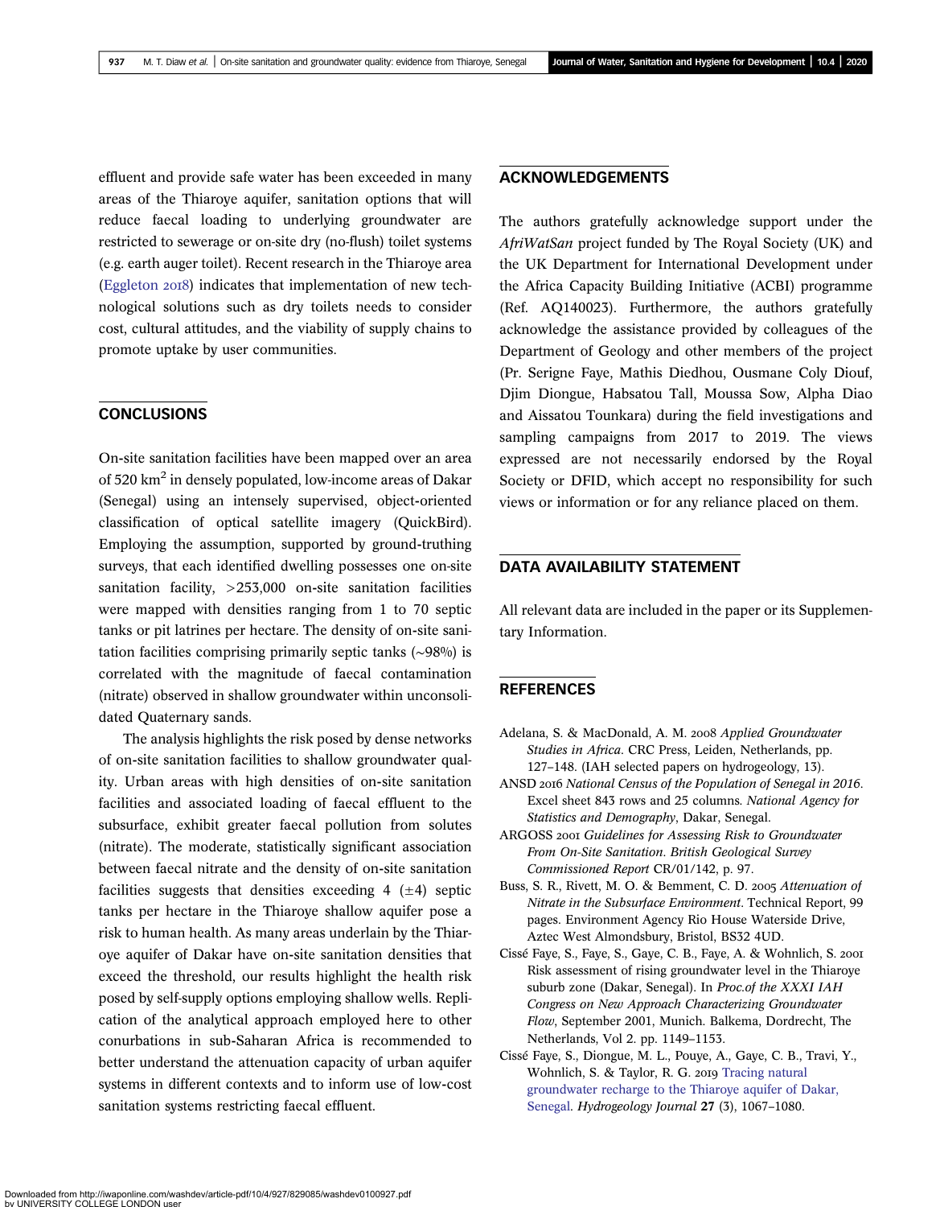effluent and provide safe water has been exceeded in many areas of the Thiaroye aquifer, sanitation options that will reduce faecal loading to underlying groundwater are restricted to sewerage or on-site dry (no-flush) toilet systems (e.g. earth auger toilet). Recent research in the Thiaroye area (Eggleton 2018) indicates that implementation of new technological solutions such as dry toilets needs to consider cost, cultural attitudes, and the viability of supply chains to promote uptake by user communities.

## CONCLUSIONS

On-site sanitation facilities have been mapped over an area of 520 km$^2$ in densely populated, low-income areas of Dakar (Senegal) using an intensely supervised, object-oriented classification of optical satellite imagery (QuickBird). Employing the assumption, supported by ground-truthing surveys, that each identified dwelling possesses one on-site sanitation facility, >253,000 on-site sanitation facilities were mapped with densities ranging from 1 to 70 septic tanks or pit latrines per hectare. The density of on-site sanitation facilities comprising primarily septic tanks (~98%) is correlated with the magnitude of faecal contamination (nitrate) observed in shallow groundwater within unconsolidated Quaternary sands.

The analysis highlights the risk posed by dense networks of on-site sanitation facilities to shallow groundwater quality. Urban areas with high densities of on-site sanitation facilities and associated loading of faecal effluent to the subsurface, exhibit greater faecal pollution from solutes (nitrate). The moderate, statistically significant association between faecal nitrate and the density of on-site sanitation facilities suggests that densities exceeding 4 (±4) septic tanks per hectare in the Thiaroye shallow aquifer pose a risk to human health. As many areas underlain by the Thiaroye aquifer of Dakar have on-site sanitation densities that exceed the threshold, our results highlight the health risk posed by self-supply options employing shallow wells. Replication of the analytical approach employed here to other conurbations in sub-Saharan Africa is recommended to better understand the attenuation capacity of urban aquifer systems in different contexts and to inform use of low-cost sanitation systems restricting faecal effluent.

## ACKNOWLEDGEMENTS

The authors gratefully acknowledge support under the *AfriWatSan* project funded by The Royal Society (UK) and the UK Department for International Development under the Africa Capacity Building Initiative (ACBI) programme (Ref. AQ140023). Furthermore, the authors gratefully acknowledge the assistance provided by colleagues of the Department of Geology and other members of the project (Pr. Serigne Faye, Mathis Diedhou, Ousmane Coly Diouf, Djim Diongue, Habsatou Tall, Moussa Sow, Alpha Diao and Aissatou Tounkara) during the field investigations and sampling campaigns from 2017 to 2019. The views expressed are not necessarily endorsed by the Royal Society or DFID, which accept no responsibility for such views or information or for any reliance placed on them.

## DATA AVAILABILITY STATEMENT

All relevant data are included in the paper or its Supplementary Information.

## REFERENCES

Adelana, S. & MacDonald, A. M. 2008 *Applied Groundwater Studies in Africa*. CRC Press, Leiden, Netherlands, pp. 127–148. (IAH selected papers on hydrogeology, 13).

ANSD 2016 *National Census of the Population of Senegal in 2016*. Excel sheet 843 rows and 25 columns. *National Agency for Statistics and Demography*, Dakar, Senegal.

ARGOSS 2001 *Guidelines for Assessing Risk to Groundwater From On-Site Sanitation*. *British Geological Survey Commissioned Report* CR/01/142, p. 97.

Buss, S. R., Rivett, M. O. & Bemment, C. D. 2005 *Attenuation of Nitrate in the Subsurface Environment*. Technical Report, 99 pages. Environment Agency Rio House Waterside Drive, Aztec West Almondsbury, Bristol, BS32 4UD.

Cissé Faye, S., Faye, S., Gaye, C. B., Faye, A. & Wohnlich, S. 2001 Risk assessment of rising groundwater level in the Thiaroye suburb zone (Dakar, Senegal). In *Proc.of the XXXI IAH Congress on New Approach Characterizing Groundwater Flow*, September 2001, Munich. Balkema, Dordrecht, The Netherlands, Vol 2. pp. 1149–1153.

Cissé Faye, S., Diongue, M. L., Pouye, A., Gaye, C. B., Travi, Y., Wohnlich, S. & Taylor, R. G. 2019 Tracing natural groundwater recharge to the Thiaroye aquifer of Dakar, Senegal. *Hydrogeology Journal* **27** (3), 1067–1080.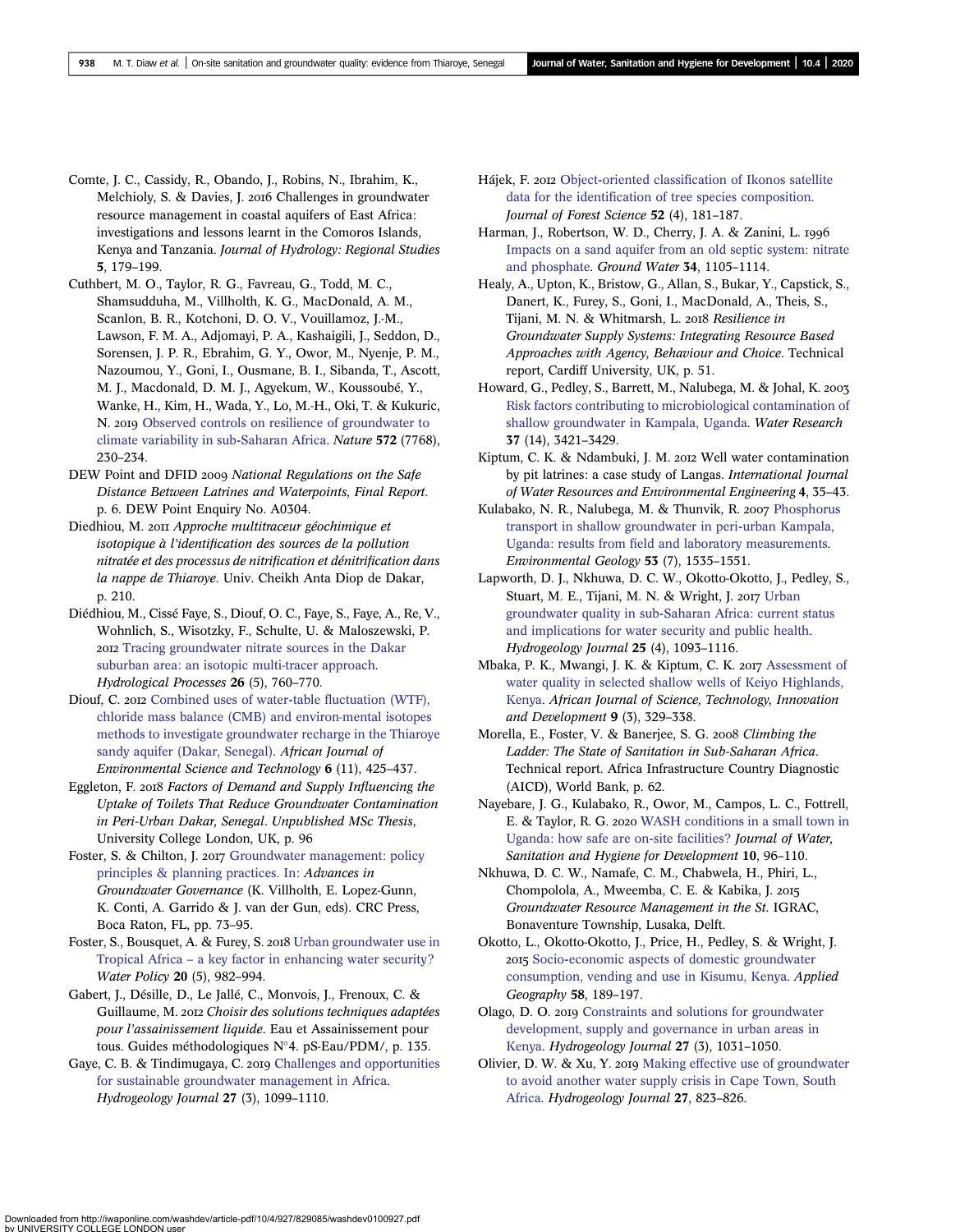Comte, J. C., Cassidy, R., Obando, J., Robins, N., Ibrahim, K., Melchioly, S. & Davies, J. 2016 Challenges in groundwater resource management in coastal aquifers of East Africa: investigations and lessons learnt in the Comoros Islands, Kenya and Tanzania. *Journal of Hydrology: Regional Studies* **5**, 179–199.

Cuthbert, M. O., Taylor, R. G., Favreau, G., Todd, M. C., Shamsudduha, M., Villholth, K. G., MacDonald, A. M., Scanlon, B. R., Kotchoni, D. O. V., Vouillamoz, J.-M., Lawson, F. M. A., Adjomayi, P. A., Kashaigili, J., Seddon, D., Sorensen, J. P. R., Ebrahim, G. Y., Owor, M., Nyenje, P. M., Nazoumou, Y., Goni, I., Ousmane, B. I., Sibanda, T., Ascott, M. J., Macdonald, D. M. J., Agyekum, W., Koussoubé, Y., Wanke, H., Kim, H., Wada, Y., Lo, M.-H., Oki, T. & Kukuric, N. 2019 Observed controls on resilience of groundwater to climate variability in sub-Saharan Africa. *Nature* **572** (7768), 230–234.

DEW Point and DFID 2009 *National Regulations on the Safe Distance Between Latrines and Waterpoints, Final Report*. p. 6. DEW Point Enquiry No. A0304.

Diedhiou, M. 2011 *Approche multitraceur géochimique et isotopique à l'identification des sources de la pollution nitratée et des processus de nitrification et dénitrification dans la nappe de Thiaroye*. Univ. Cheikh Anta Diop de Dakar, p. 210.

Diédhiou, M., Cissé Faye, S., Diouf, O. C., Faye, S., Faye, A., Re, V., Wohnlich, S., Wisotzky, F., Schulte, U. & Maloszewski, P. 2012 Tracing groundwater nitrate sources in the Dakar suburban area: an isotopic multi-tracer approach. *Hydrological Processes* **26** (5), 760–770.

Diouf, C. 2012 Combined uses of water-table fluctuation (WTF), chloride mass balance (CMB) and environ-mental isotopes methods to investigate groundwater recharge in the Thiaroye sandy aquifer (Dakar, Senegal). *African Journal of Environmental Science and Technology* **6** (11), 425–437.

Eggleton, F. 2018 *Factors of Demand and Supply Influencing the Uptake of Toilets That Reduce Groundwater Contamination in Peri-Urban Dakar, Senegal*. *Unpublished MSc Thesis*, University College London, UK, p. 96

Foster, S. & Chilton, J. 2017 Groundwater management: policy principles & planning practices. In: *Advances in Groundwater Governance* (K. Villholth, E. Lopez-Gunn, K. Conti, A. Garrido & J. van der Gun, eds). CRC Press, Boca Raton, FL, pp. 73–95.

Foster, S., Bousquet, A. & Furey, S. 2018 Urban groundwater use in Tropical Africa – a key factor in enhancing water security? *Water Policy* **20** (5), 982–994.

Gabert, J., Désille, D., Le Jallé, C., Monvois, J., Frenoux, C. & Guillaume, M. 2012 *Choisir des solutions techniques adaptées pour l'assainissement liquide*. Eau et Assainissement pour tous. Guides méthodologiques N°4. pS-Eau/PDM/, p. 135.

Gaye, C. B. & Tindimugaya, C. 2019 Challenges and opportunities for sustainable groundwater management in Africa. *Hydrogeology Journal* **27** (3), 1099–1110.

Hájek, F. 2012 Object-oriented classification of Ikonos satellite data for the identification of tree species composition. *Journal of Forest Science* **52** (4), 181–187.

Harman, J., Robertson, W. D., Cherry, J. A. & Zanini, L. 1996 Impacts on a sand aquifer from an old septic system: nitrate and phosphate. *Ground Water* **34**, 1105–1114.

Healy, A., Upton, K., Bristow, G., Allan, S., Bukar, Y., Capstick, S., Danert, K., Furey, S., Goni, I., MacDonald, A., Theis, S., Tijani, M. N. & Whitmarsh, L. 2018 *Resilience in Groundwater Supply Systems: Integrating Resource Based Approaches with Agency, Behaviour and Choice*. Technical report, Cardiff University, UK, p. 51.

Howard, G., Pedley, S., Barrett, M., Nalubega, M. & Johal, K. 2003 Risk factors contributing to microbiological contamination of shallow groundwater in Kampala, Uganda. *Water Research* **37** (14), 3421–3429.

Kiptum, C. K. & Ndambuki, J. M. 2012 Well water contamination by pit latrines: a case study of Langas. *International Journal of Water Resources and Environmental Engineering* **4**, 35–43.

Kulabako, N. R., Nalubega, M. & Thunvik, R. 2007 Phosphorus transport in shallow groundwater in peri-urban Kampala, Uganda: results from field and laboratory measurements. *Environmental Geology* **53** (7), 1535–1551.

Lapworth, D. J., Nkhuwa, D. C. W., Okotto-Okotto, J., Pedley, S., Stuart, M. E., Tijani, M. N. & Wright, J. 2017 Urban groundwater quality in sub-Saharan Africa: current status and implications for water security and public health. *Hydrogeology Journal* **25** (4), 1093–1116.

Mbaka, P. K., Mwangi, J. K. & Kiptum, C. K. 2017 Assessment of water quality in selected shallow wells of Keiyo Highlands, Kenya. *African Journal of Science, Technology, Innovation and Development* **9** (3), 329–338.

Morella, E., Foster, V. & Banerjee, S. G. 2008 *Climbing the Ladder: The State of Sanitation in Sub-Saharan Africa*. Technical report. Africa Infrastructure Country Diagnostic (AICD), World Bank, p. 62.

Nayebare, J. G., Kulabako, R., Owor, M., Campos, L. C., Fottrell, E. & Taylor, R. G. 2020 WASH conditions in a small town in Uganda: how safe are on-site facilities? *Journal of Water, Sanitation and Hygiene for Development* **10**, 96–110.

Nkhuwa, D. C. W., Namafe, C. M., Chabwela, H., Phiri, L., Chompolola, A., Mweemba, C. E. & Kabika, J. 2015 *Groundwater Resource Management in the St.* IGRAC, Bonaventure Township, Lusaka, Delft.

Okotto, L., Okotto-Okotto, J., Price, H., Pedley, S. & Wright, J. 2015 Socio-economic aspects of domestic groundwater consumption, vending and use in Kisumu, Kenya. *Applied Geography* **58**, 189–197.

Olago, D. O. 2019 Constraints and solutions for groundwater development, supply and governance in urban areas in Kenya. *Hydrogeology Journal* **27** (3), 1031–1050.

Olivier, D. W. & Xu, Y. 2019 Making effective use of groundwater to avoid another water supply crisis in Cape Town, South Africa. *Hydrogeology Journal* **27**, 823–826.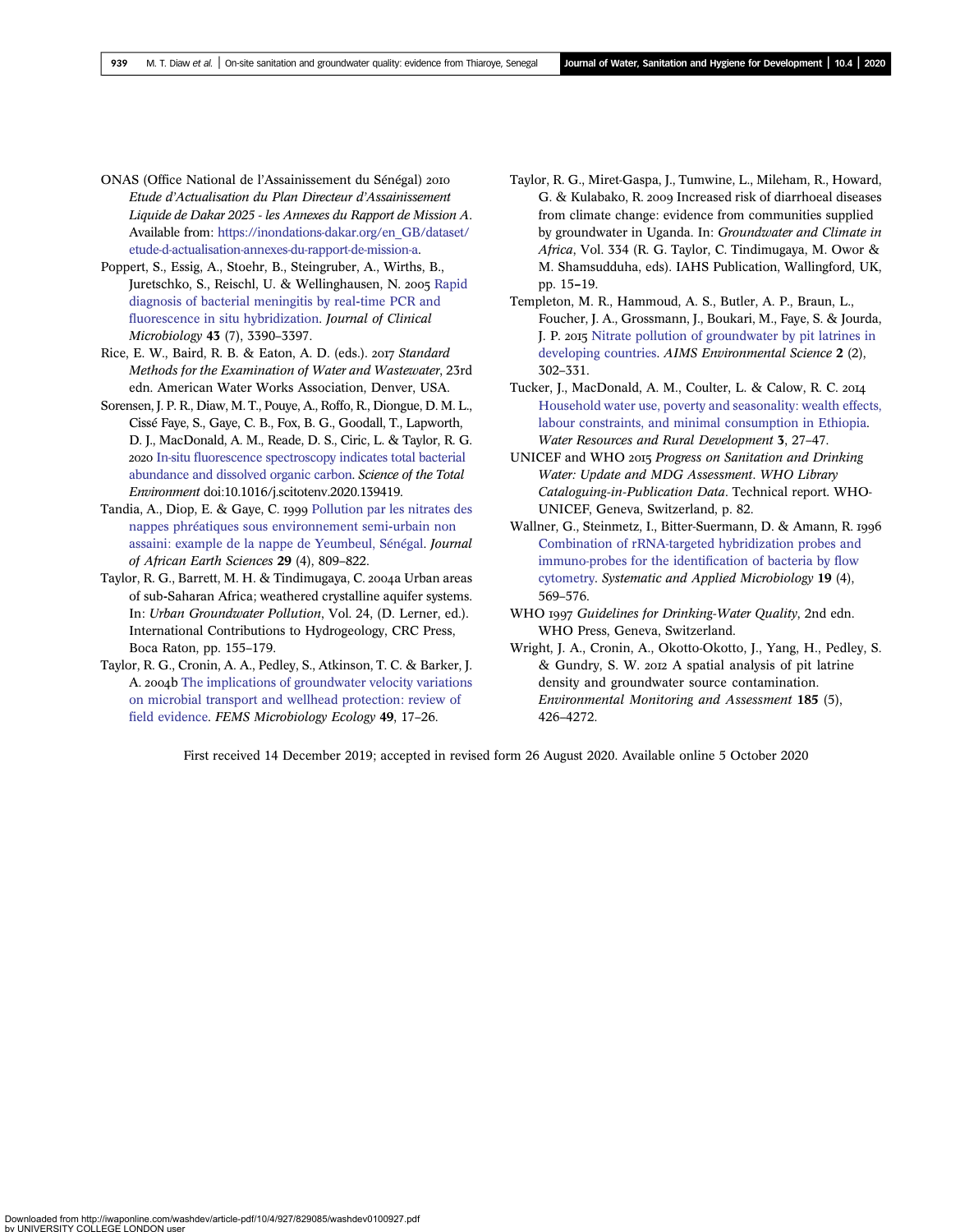ONAS (Office National de l'Assainissement du Sénégal) 2010 *Etude d'Actualisation du Plan Directeur d'Assainissement Liquide de Dakar 2025 - les Annexes du Rapport de Mission A*. Available from: https://inondations-dakar.org/en_GB/dataset/etude-d-actualisation-annexes-du-rapport-de-mission-a.

Poppert, S., Essig, A., Stoehr, B., Steingruber, A., Wirths, B., Juretschko, S., Reischl, U. & Wellinghausen, N. 2005 Rapid diagnosis of bacterial meningitis by real-time PCR and fluorescence in situ hybridization. *Journal of Clinical Microbiology* **43** (7), 3390–3397.

Rice, E. W., Baird, R. B. & Eaton, A. D. (eds.). 2017 *Standard Methods for the Examination of Water and Wastewater*, 23rd edn. American Water Works Association, Denver, USA.

Sorensen, J. P. R., Diaw, M. T., Pouye, A., Roffo, R., Diongue, D. M. L., Cissé Faye, S., Gaye, C. B., Fox, B. G., Goodall, T., Lapworth, D. J., MacDonald, A. M., Reade, D. S., Ciric, L. & Taylor, R. G. 2020 In-situ fluorescence spectroscopy indicates total bacterial abundance and dissolved organic carbon. *Science of the Total Environment* doi:10.1016/j.scitotenv.2020.139419.

Tandia, A., Diop, E. & Gaye, C. 1999 Pollution par les nitrates des nappes phréatiques sous environnement semi-urbain non assaini: example de la nappe de Yeumbeul, Sénégal. *Journal of African Earth Sciences* **29** (4), 809–822.

Taylor, R. G., Barrett, M. H. & Tindimugaya, C. 2004a Urban areas of sub-Saharan Africa; weathered crystalline aquifer systems. In: *Urban Groundwater Pollution*, Vol. 24, (D. Lerner, ed.). International Contributions to Hydrogeology, CRC Press, Boca Raton, pp. 155–179.

Taylor, R. G., Cronin, A. A., Pedley, S., Atkinson, T. C. & Barker, J. A. 2004b The implications of groundwater velocity variations on microbial transport and wellhead protection: review of field evidence. *FEMS Microbiology Ecology* **49**, 17–26.

Taylor, R. G., Miret-Gaspa, J., Tumwine, L., Mileham, R., Howard, G. & Kulabako, R. 2009 Increased risk of diarrhoeal diseases from climate change: evidence from communities supplied by groundwater in Uganda. In: *Groundwater and Climate in Africa*, Vol. 334 (R. G. Taylor, C. Tindimugaya, M. Owor & M. Shamsudduha, eds). IAHS Publication, Wallingford, UK, pp. 15–19.

Templeton, M. R., Hammoud, A. S., Butler, A. P., Braun, L., Foucher, J. A., Grossmann, J., Boukari, M., Faye, S. & Jourda, J. P. 2015 Nitrate pollution of groundwater by pit latrines in developing countries. *AIMS Environmental Science* **2** (2), 302–331.

Tucker, J., MacDonald, A. M., Coulter, L. & Calow, R. C. 2014 Household water use, poverty and seasonality: wealth effects, labour constraints, and minimal consumption in Ethiopia. *Water Resources and Rural Development* **3**, 27–47.

UNICEF and WHO 2015 *Progress on Sanitation and Drinking Water: Update and MDG Assessment. WHO Library Cataloguing-in-Publication Data*. Technical report. WHO-UNICEF, Geneva, Switzerland, p. 82.

Wallner, G., Steinmetz, I., Bitter-Suermann, D. & Amann, R. 1996 Combination of rRNA-targeted hybridization probes and immuno-probes for the identification of bacteria by flow cytometry. *Systematic and Applied Microbiology* **19** (4), 569–576.

WHO 1997 *Guidelines for Drinking-Water Quality*, 2nd edn. WHO Press, Geneva, Switzerland.

Wright, J. A., Cronin, A., Okotto-Okotto, J., Yang, H., Pedley, S. & Gundry, S. W. 2012 A spatial analysis of pit latrine density and groundwater source contamination. *Environmental Monitoring and Assessment* **185** (5), 426–4272.

First received 14 December 2019; accepted in revised form 26 August 2020. Available online 5 October 2020